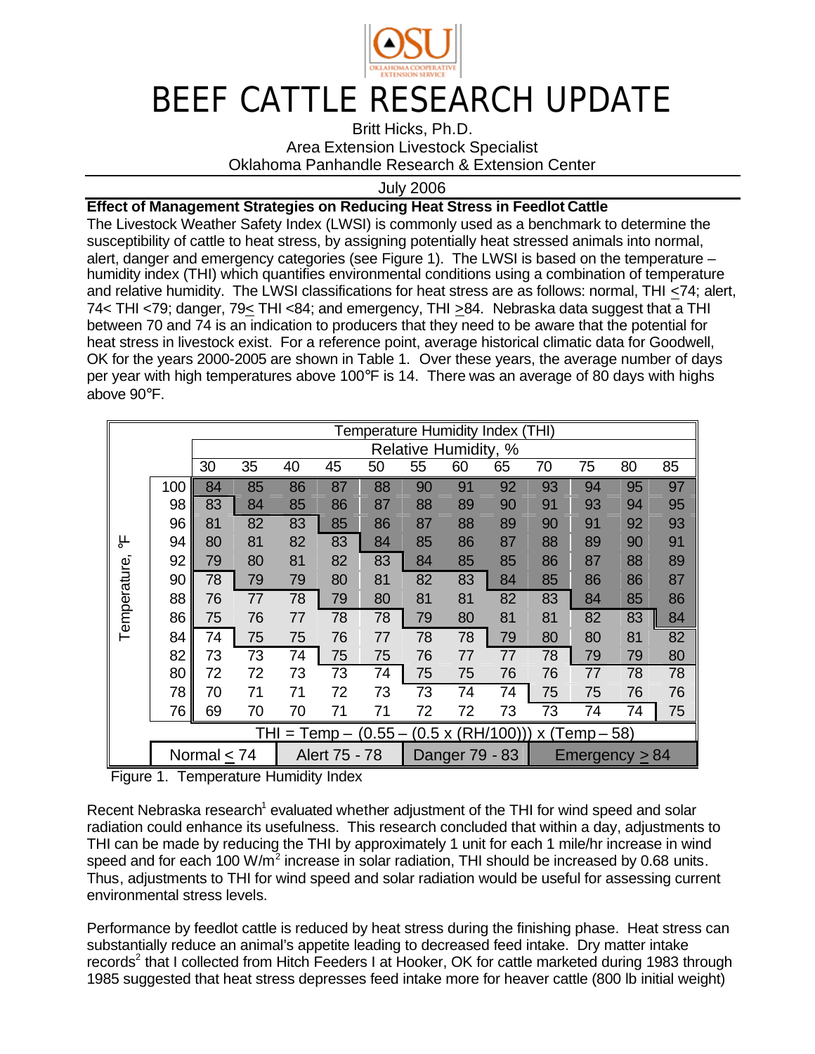# BEEF CATTLE RESEARCH UPDATE

Britt Hicks, Ph.D.
Area Extension Livestock Specialist
Oklahoma Panhandle Research & Extension Center

July 2006

**Effect of Management Strategies on Reducing Heat Stress in Feedlot Cattle**

The Livestock Weather Safety Index (LWSI) is commonly used as a benchmark to determine the susceptibility of cattle to heat stress, by assigning potentially heat stressed animals into normal, alert, danger and emergency categories (see Figure 1). The LWSI is based on the temperature – humidity index (THI) which quantifies environmental conditions using a combination of temperature and relative humidity. The LWSI classifications for heat stress are as follows: normal, THI ≤74; alert, 74< THI <79; danger, 79≤ THI <84; and emergency, THI ≥84. Nebraska data suggest that a THI between 70 and 74 is an indication to producers that they need to be aware that the potential for heat stress in livestock exist. For a reference point, average historical climatic data for Goodwell, OK for the years 2000-2005 are shown in Table 1. Over these years, the average number of days per year with high temperatures above 100°F is 14. There was an average of 80 days with highs above 90°F.

| Temperature, °F | Relative Humidity, % | | | | | | | | | | | |
|---|---|---|---|---|---|---|---|---|---|---|---|---|
| | 30 | 35 | 40 | 45 | 50 | 55 | 60 | 65 | 70 | 75 | 80 | 85 |
| 100 | 84 | 85 | 86 | 87 | 88 | 90 | 91 | 92 | 93 | 94 | 95 | 97 |
| 98 | 83 | 84 | 85 | 86 | 87 | 88 | 89 | 90 | 91 | 93 | 94 | 95 |
| 96 | 81 | 82 | 83 | 85 | 86 | 87 | 88 | 89 | 90 | 91 | 92 | 93 |
| 94 | 80 | 81 | 82 | 83 | 84 | 85 | 86 | 87 | 88 | 89 | 90 | 91 |
| 92 | 79 | 80 | 81 | 82 | 83 | 84 | 85 | 85 | 86 | 87 | 88 | 89 |
| 90 | 78 | 79 | 79 | 80 | 81 | 82 | 83 | 84 | 85 | 86 | 86 | 87 |
| 88 | 76 | 77 | 78 | 79 | 80 | 81 | 81 | 82 | 83 | 84 | 85 | 86 |
| 86 | 75 | 76 | 77 | 78 | 78 | 79 | 80 | 81 | 81 | 82 | 83 | 84 |
| 84 | 74 | 75 | 75 | 76 | 77 | 78 | 78 | 79 | 80 | 80 | 81 | 82 |
| 82 | 73 | 73 | 74 | 75 | 75 | 76 | 77 | 77 | 78 | 79 | 79 | 80 |
| 80 | 72 | 72 | 73 | 73 | 74 | 75 | 75 | 76 | 76 | 77 | 78 | 78 |
| 78 | 70 | 71 | 71 | 72 | 73 | 73 | 74 | 74 | 75 | 75 | 76 | 76 |
| 76 | 69 | 70 | 70 | 71 | 71 | 72 | 72 | 73 | 73 | 74 | 74 | 75 |

$THI = Temp - (0.55 - (0.5 \times (RH/100))) \times (Temp - 58)$

Normal ≤ 74 | Alert 75 - 78 | Danger 79 - 83 | Emergency ≥ 84

Figure 1. Temperature Humidity Index

Recent Nebraska research[1] evaluated whether adjustment of the THI for wind speed and solar radiation could enhance its usefulness. This research concluded that within a day, adjustments to THI can be made by reducing the THI by approximately 1 unit for each 1 mile/hr increase in wind speed and for each 100 W/m$^2$ increase in solar radiation, THI should be increased by 0.68 units. Thus, adjustments to THI for wind speed and solar radiation would be useful for assessing current environmental stress levels.

Performance by feedlot cattle is reduced by heat stress during the finishing phase. Heat stress can substantially reduce an animal's appetite leading to decreased feed intake. Dry matter intake records[2] that I collected from Hitch Feeders I at Hooker, OK for cattle marketed during 1983 through 1985 suggested that heat stress depresses feed intake more for heaver cattle (800 lb initial weight)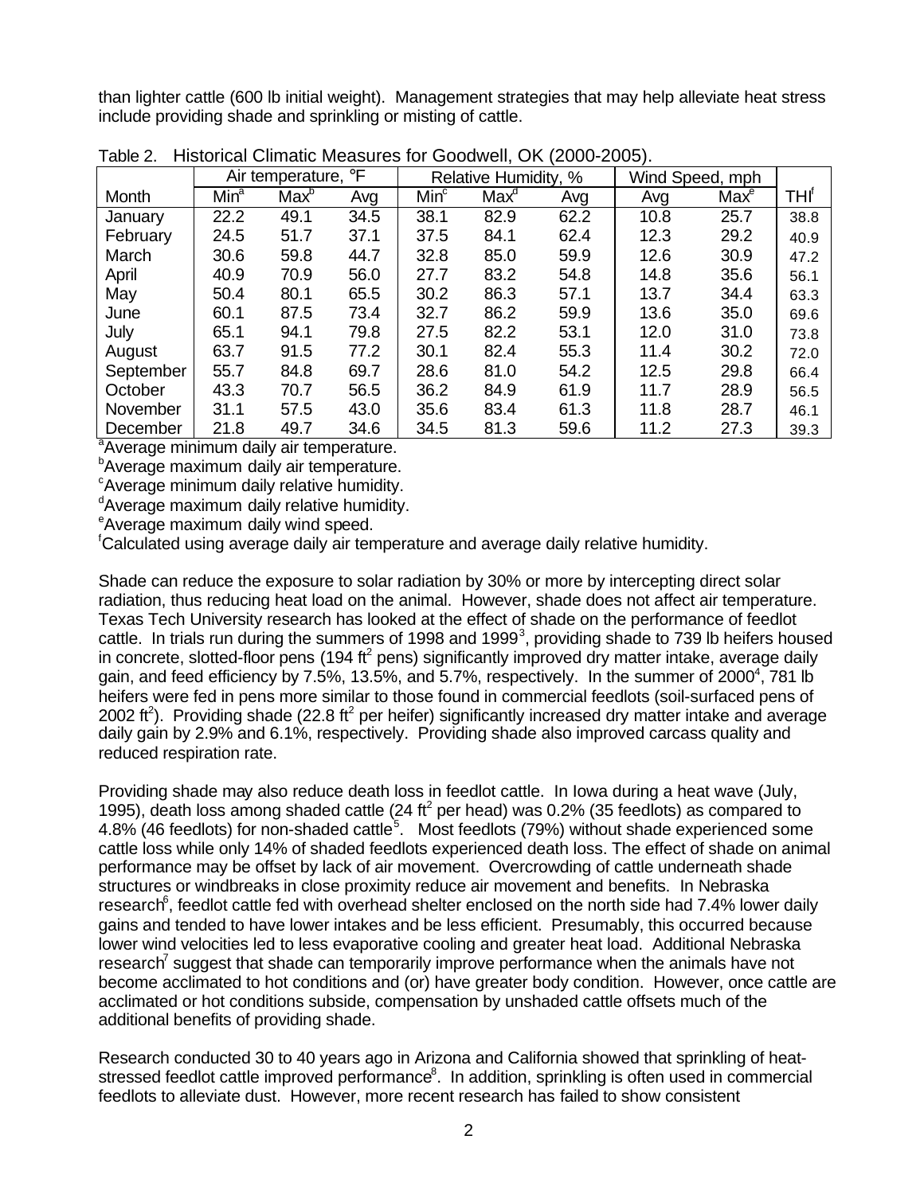than lighter cattle (600 lb initial weight). Management strategies that may help alleviate heat stress include providing shade and sprinkling or misting of cattle.

Table 2. Historical Climatic Measures for Goodwell, OK (2000-2005).

| | Air temperature, °F | | | Relative Humidity, % | | | Wind Speed, mph | | |
|---|---|---|---|---|---|---|---|---|---|
| Month | Min[a] | Max[b] | Avg | Min[c] | Max[d] | Avg | Avg | Max[e] | THI[f] |
| January | 22.2 | 49.1 | 34.5 | 38.1 | 82.9 | 62.2 | 10.8 | 25.7 | 38.8 |
| February | 24.5 | 51.7 | 37.1 | 37.5 | 84.1 | 62.4 | 12.3 | 29.2 | 40.9 |
| March | 30.6 | 59.8 | 44.7 | 32.8 | 85.0 | 59.9 | 12.6 | 30.9 | 47.2 |
| April | 40.9 | 70.9 | 56.0 | 27.7 | 83.2 | 54.8 | 14.8 | 35.6 | 56.1 |
| May | 50.4 | 80.1 | 65.5 | 30.2 | 86.3 | 57.1 | 13.7 | 34.4 | 63.3 |
| June | 60.1 | 87.5 | 73.4 | 32.7 | 86.2 | 59.9 | 13.6 | 35.0 | 69.6 |
| July | 65.1 | 94.1 | 79.8 | 27.5 | 82.2 | 53.1 | 12.0 | 31.0 | 73.8 |
| August | 63.7 | 91.5 | 77.2 | 30.1 | 82.4 | 55.3 | 11.4 | 30.2 | 72.0 |
| September | 55.7 | 84.8 | 69.7 | 28.6 | 81.0 | 54.2 | 12.5 | 29.8 | 66.4 |
| October | 43.3 | 70.7 | 56.5 | 36.2 | 84.9 | 61.9 | 11.7 | 28.9 | 56.5 |
| November | 31.1 | 57.5 | 43.0 | 35.6 | 83.4 | 61.3 | 11.8 | 28.7 | 46.1 |
| December | 21.8 | 49.7 | 34.6 | 34.5 | 81.3 | 59.6 | 11.2 | 27.3 | 39.3 |

[a]Average minimum daily air temperature.
[b]Average maximum daily air temperature.
[c]Average minimum daily relative humidity.
[d]Average maximum daily relative humidity.
[e]Average maximum daily wind speed.
[f]Calculated using average daily air temperature and average daily relative humidity.

Shade can reduce the exposure to solar radiation by 30% or more by intercepting direct solar radiation, thus reducing heat load on the animal. However, shade does not affect air temperature. Texas Tech University research has looked at the effect of shade on the performance of feedlot cattle. In trials run during the summers of 1998 and 1999[3], providing shade to 739 lb heifers housed in concrete, slotted-floor pens (194 $ft^2$ pens) significantly improved dry matter intake, average daily gain, and feed efficiency by 7.5%, 13.5%, and 5.7%, respectively. In the summer of 2000[4], 781 lb heifers were fed in pens more similar to those found in commercial feedlots (soil-surfaced pens of 2002 $ft^2$). Providing shade (22.8 $ft^2$ per heifer) significantly increased dry matter intake and average daily gain by 2.9% and 6.1%, respectively. Providing shade also improved carcass quality and reduced respiration rate.

Providing shade may also reduce death loss in feedlot cattle. In Iowa during a heat wave (July, 1995), death loss among shaded cattle (24 $ft^2$ per head) was 0.2% (35 feedlots) as compared to 4.8% (46 feedlots) for non-shaded cattle[5]. Most feedlots (79%) without shade experienced some cattle loss while only 14% of shaded feedlots experienced death loss. The effect of shade on animal performance may be offset by lack of air movement. Overcrowding of cattle underneath shade structures or windbreaks in close proximity reduce air movement and benefits. In Nebraska research[6], feedlot cattle fed with overhead shelter enclosed on the north side had 7.4% lower daily gains and tended to have lower intakes and be less efficient. Presumably, this occurred because lower wind velocities led to less evaporative cooling and greater heat load. Additional Nebraska research[7] suggest that shade can temporarily improve performance when the animals have not become acclimated to hot conditions and (or) have greater body condition. However, once cattle are acclimated or hot conditions subside, compensation by unshaded cattle offsets much of the additional benefits of providing shade.

Research conducted 30 to 40 years ago in Arizona and California showed that sprinkling of heat-stressed feedlot cattle improved performance[8]. In addition, sprinkling is often used in commercial feedlots to alleviate dust. However, more recent research has failed to show consistent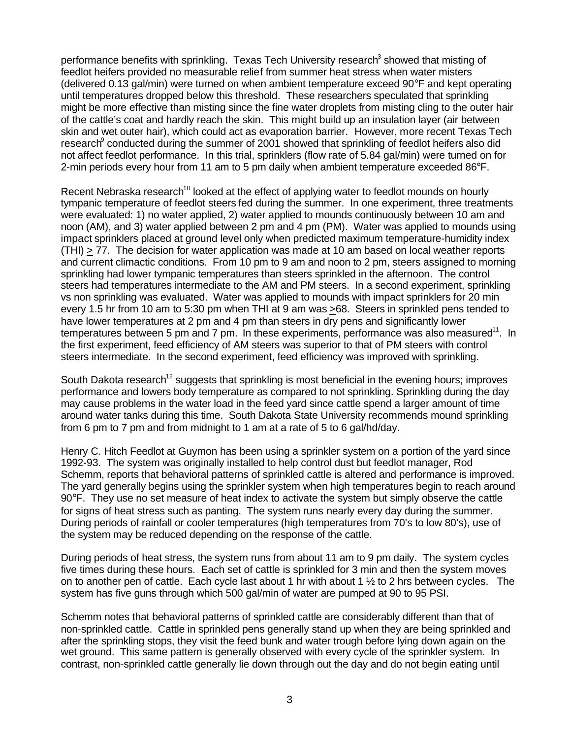performance benefits with sprinkling. Texas Tech University research[3] showed that misting of feedlot heifers provided no measurable relief from summer heat stress when water misters (delivered 0.13 gal/min) were turned on when ambient temperature exceed 90°F and kept operating until temperatures dropped below this threshold. These researchers speculated that sprinkling might be more effective than misting since the fine water droplets from misting cling to the outer hair of the cattle's coat and hardly reach the skin. This might build up an insulation layer (air between skin and wet outer hair), which could act as evaporation barrier. However, more recent Texas Tech research[9] conducted during the summer of 2001 showed that sprinkling of feedlot heifers also did not affect feedlot performance. In this trial, sprinklers (flow rate of 5.84 gal/min) were turned on for 2-min periods every hour from 11 am to 5 pm daily when ambient temperature exceeded 86°F.

Recent Nebraska research[10] looked at the effect of applying water to feedlot mounds on hourly tympanic temperature of feedlot steers fed during the summer. In one experiment, three treatments were evaluated: 1) no water applied, 2) water applied to mounds continuously between 10 am and noon (AM), and 3) water applied between 2 pm and 4 pm (PM). Water was applied to mounds using impact sprinklers placed at ground level only when predicted maximum temperature-humidity index (THI) $\geq$ 77. The decision for water application was made at 10 am based on local weather reports and current climactic conditions. From 10 pm to 9 am and noon to 2 pm, steers assigned to morning sprinkling had lower tympanic temperatures than steers sprinkled in the afternoon. The control steers had temperatures intermediate to the AM and PM steers. In a second experiment, sprinkling vs non sprinkling was evaluated. Water was applied to mounds with impact sprinklers for 20 min every 1.5 hr from 10 am to 5:30 pm when THI at 9 am was $\geq$68. Steers in sprinkled pens tended to have lower temperatures at 2 pm and 4 pm than steers in dry pens and significantly lower temperatures between 5 pm and 7 pm. In these experiments, performance was also measured[11]. In the first experiment, feed efficiency of AM steers was superior to that of PM steers with control steers intermediate. In the second experiment, feed efficiency was improved with sprinkling.

South Dakota research[12] suggests that sprinkling is most beneficial in the evening hours; improves performance and lowers body temperature as compared to not sprinkling. Sprinkling during the day may cause problems in the water load in the feed yard since cattle spend a larger amount of time around water tanks during this time. South Dakota State University recommends mound sprinkling from 6 pm to 7 pm and from midnight to 1 am at a rate of 5 to 6 gal/hd/day.

Henry C. Hitch Feedlot at Guymon has been using a sprinkler system on a portion of the yard since 1992-93. The system was originally installed to help control dust but feedlot manager, Rod Schemm, reports that behavioral patterns of sprinkled cattle is altered and performance is improved. The yard generally begins using the sprinkler system when high temperatures begin to reach around 90°F. They use no set measure of heat index to activate the system but simply observe the cattle for signs of heat stress such as panting. The system runs nearly every day during the summer. During periods of rainfall or cooler temperatures (high temperatures from 70's to low 80's), use of the system may be reduced depending on the response of the cattle.

During periods of heat stress, the system runs from about 11 am to 9 pm daily. The system cycles five times during these hours. Each set of cattle is sprinkled for 3 min and then the system moves on to another pen of cattle. Each cycle last about 1 hr with about 1 ½ to 2 hrs between cycles. The system has five guns through which 500 gal/min of water are pumped at 90 to 95 PSI.

Schemm notes that behavioral patterns of sprinkled cattle are considerably different than that of non-sprinkled cattle. Cattle in sprinkled pens generally stand up when they are being sprinkled and after the sprinkling stops, they visit the feed bunk and water trough before lying down again on the wet ground. This same pattern is generally observed with every cycle of the sprinkler system. In contrast, non-sprinkled cattle generally lie down through out the day and do not begin eating until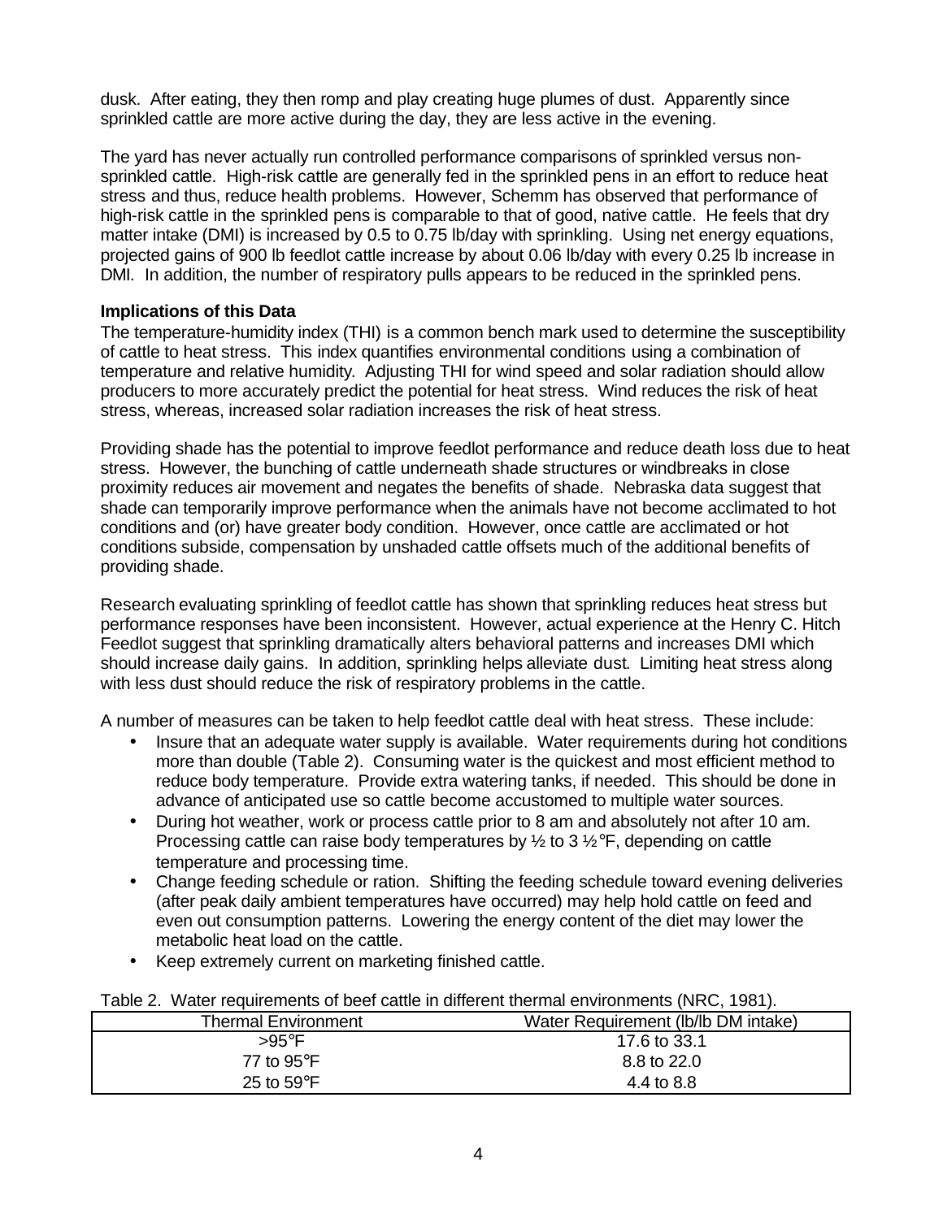dusk. After eating, they then romp and play creating huge plumes of dust. Apparently since sprinkled cattle are more active during the day, they are less active in the evening.

The yard has never actually run controlled performance comparisons of sprinkled versus non-sprinkled cattle. High-risk cattle are generally fed in the sprinkled pens in an effort to reduce heat stress and thus, reduce health problems. However, Schemm has observed that performance of high-risk cattle in the sprinkled pens is comparable to that of good, native cattle. He feels that dry matter intake (DMI) is increased by 0.5 to 0.75 lb/day with sprinkling. Using net energy equations, projected gains of 900 lb feedlot cattle increase by about 0.06 lb/day with every 0.25 lb increase in DMI. In addition, the number of respiratory pulls appears to be reduced in the sprinkled pens.

**Implications of this Data**

The temperature-humidity index (THI) is a common bench mark used to determine the susceptibility of cattle to heat stress. This index quantifies environmental conditions using a combination of temperature and relative humidity. Adjusting THI for wind speed and solar radiation should allow producers to more accurately predict the potential for heat stress. Wind reduces the risk of heat stress, whereas, increased solar radiation increases the risk of heat stress.

Providing shade has the potential to improve feedlot performance and reduce death loss due to heat stress. However, the bunching of cattle underneath shade structures or windbreaks in close proximity reduces air movement and negates the benefits of shade. Nebraska data suggest that shade can temporarily improve performance when the animals have not become acclimated to hot conditions and (or) have greater body condition. However, once cattle are acclimated or hot conditions subside, compensation by unshaded cattle offsets much of the additional benefits of providing shade.

Research evaluating sprinkling of feedlot cattle has shown that sprinkling reduces heat stress but performance responses have been inconsistent. However, actual experience at the Henry C. Hitch Feedlot suggest that sprinkling dramatically alters behavioral patterns and increases DMI which should increase daily gains. In addition, sprinkling helps alleviate dust. Limiting heat stress along with less dust should reduce the risk of respiratory problems in the cattle.

A number of measures can be taken to help feedlot cattle deal with heat stress. These include:

- Insure that an adequate water supply is available. Water requirements during hot conditions more than double (Table 2). Consuming water is the quickest and most efficient method to reduce body temperature. Provide extra watering tanks, if needed. This should be done in advance of anticipated use so cattle become accustomed to multiple water sources.
- During hot weather, work or process cattle prior to 8 am and absolutely not after 10 am. Processing cattle can raise body temperatures by ½ to 3 ½°F, depending on cattle temperature and processing time.
- Change feeding schedule or ration. Shifting the feeding schedule toward evening deliveries (after peak daily ambient temperatures have occurred) may help hold cattle on feed and even out consumption patterns. Lowering the energy content of the diet may lower the metabolic heat load on the cattle.
- Keep extremely current on marketing finished cattle.

Table 2. Water requirements of beef cattle in different thermal environments (NRC, 1981).

| Thermal Environment | Water Requirement (lb/lb DM intake) |
|---|---|
| >95°F | 17.6 to 33.1 |
| 77 to 95°F | 8.8 to 22.0 |
| 25 to 59°F | 4.4 to 8.8 |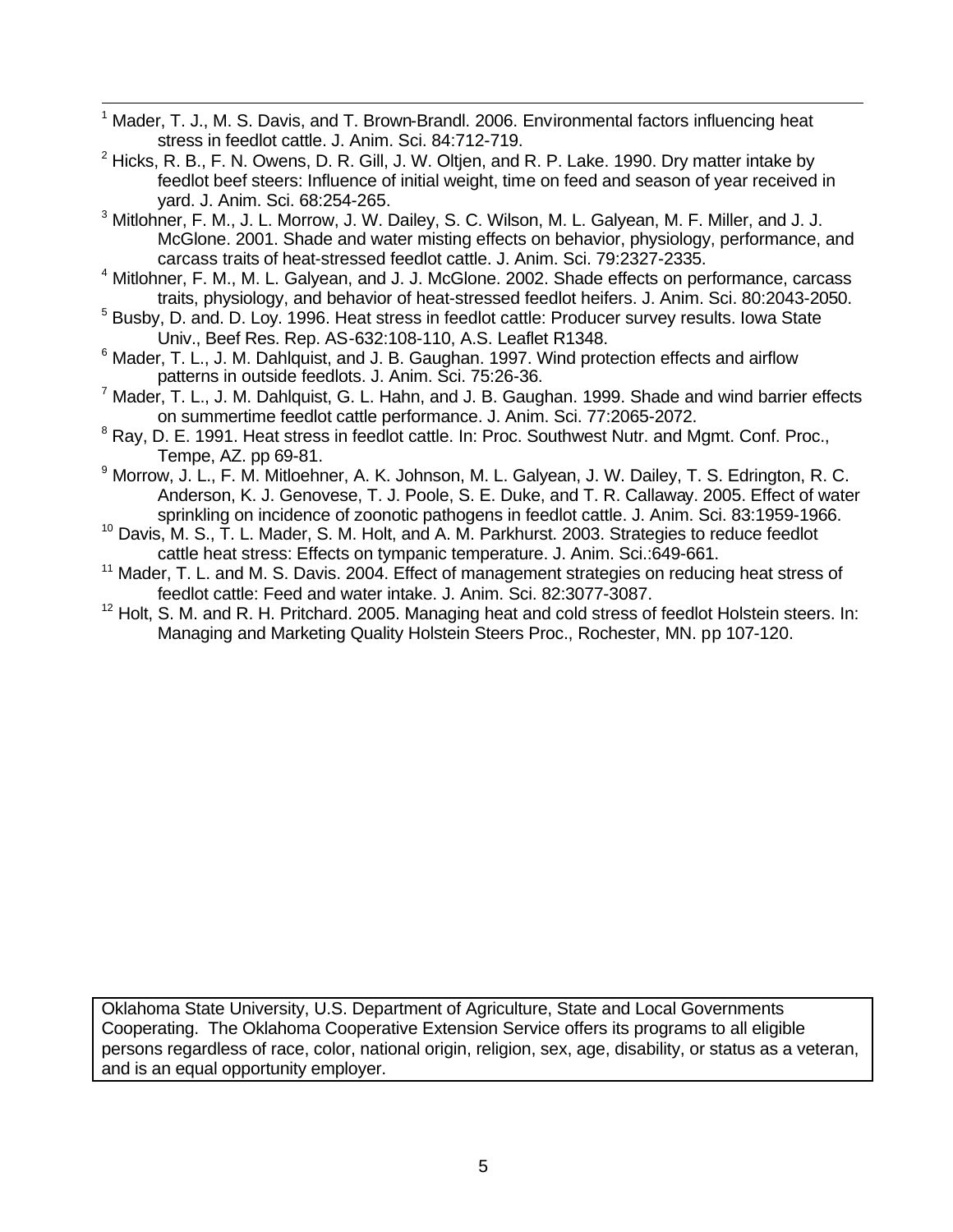[1] Mader, T. J., M. S. Davis, and T. Brown-Brandl. 2006. Environmental factors influencing heat stress in feedlot cattle. J. Anim. Sci. 84:712-719.

[2] Hicks, R. B., F. N. Owens, D. R. Gill, J. W. Oltjen, and R. P. Lake. 1990. Dry matter intake by feedlot beef steers: Influence of initial weight, time on feed and season of year received in yard. J. Anim. Sci. 68:254-265.

[3] Mitlohner, F. M., J. L. Morrow, J. W. Dailey, S. C. Wilson, M. L. Galyean, M. F. Miller, and J. J. McGlone. 2001. Shade and water misting effects on behavior, physiology, performance, and carcass traits of heat-stressed feedlot cattle. J. Anim. Sci. 79:2327-2335.

[4] Mitlohner, F. M., M. L. Galyean, and J. J. McGlone. 2002. Shade effects on performance, carcass traits, physiology, and behavior of heat-stressed feedlot heifers. J. Anim. Sci. 80:2043-2050.

[5] Busby, D. and. D. Loy. 1996. Heat stress in feedlot cattle: Producer survey results. Iowa State Univ., Beef Res. Rep. AS-632:108-110, A.S. Leaflet R1348.

[6] Mader, T. L., J. M. Dahlquist, and J. B. Gaughan. 1997. Wind protection effects and airflow patterns in outside feedlots. J. Anim. Sci. 75:26-36.

[7] Mader, T. L., J. M. Dahlquist, G. L. Hahn, and J. B. Gaughan. 1999. Shade and wind barrier effects on summertime feedlot cattle performance. J. Anim. Sci. 77:2065-2072.

[8] Ray, D. E. 1991. Heat stress in feedlot cattle. In: Proc. Southwest Nutr. and Mgmt. Conf. Proc., Tempe, AZ. pp 69-81.

[9] Morrow, J. L., F. M. Mitloehner, A. K. Johnson, M. L. Galyean, J. W. Dailey, T. S. Edrington, R. C. Anderson, K. J. Genovese, T. J. Poole, S. E. Duke, and T. R. Callaway. 2005. Effect of water sprinkling on incidence of zoonotic pathogens in feedlot cattle. J. Anim. Sci. 83:1959-1966.

[10] Davis, M. S., T. L. Mader, S. M. Holt, and A. M. Parkhurst. 2003. Strategies to reduce feedlot cattle heat stress: Effects on tympanic temperature. J. Anim. Sci.:649-661.

[11] Mader, T. L. and M. S. Davis. 2004. Effect of management strategies on reducing heat stress of feedlot cattle: Feed and water intake. J. Anim. Sci. 82:3077-3087.

[12] Holt, S. M. and R. H. Pritchard. 2005. Managing heat and cold stress of feedlot Holstein steers. In: Managing and Marketing Quality Holstein Steers Proc., Rochester, MN. pp 107-120.

Oklahoma State University, U.S. Department of Agriculture, State and Local Governments Cooperating. The Oklahoma Cooperative Extension Service offers its programs to all eligible persons regardless of race, color, national origin, religion, sex, age, disability, or status as a veteran, and is an equal opportunity employer.